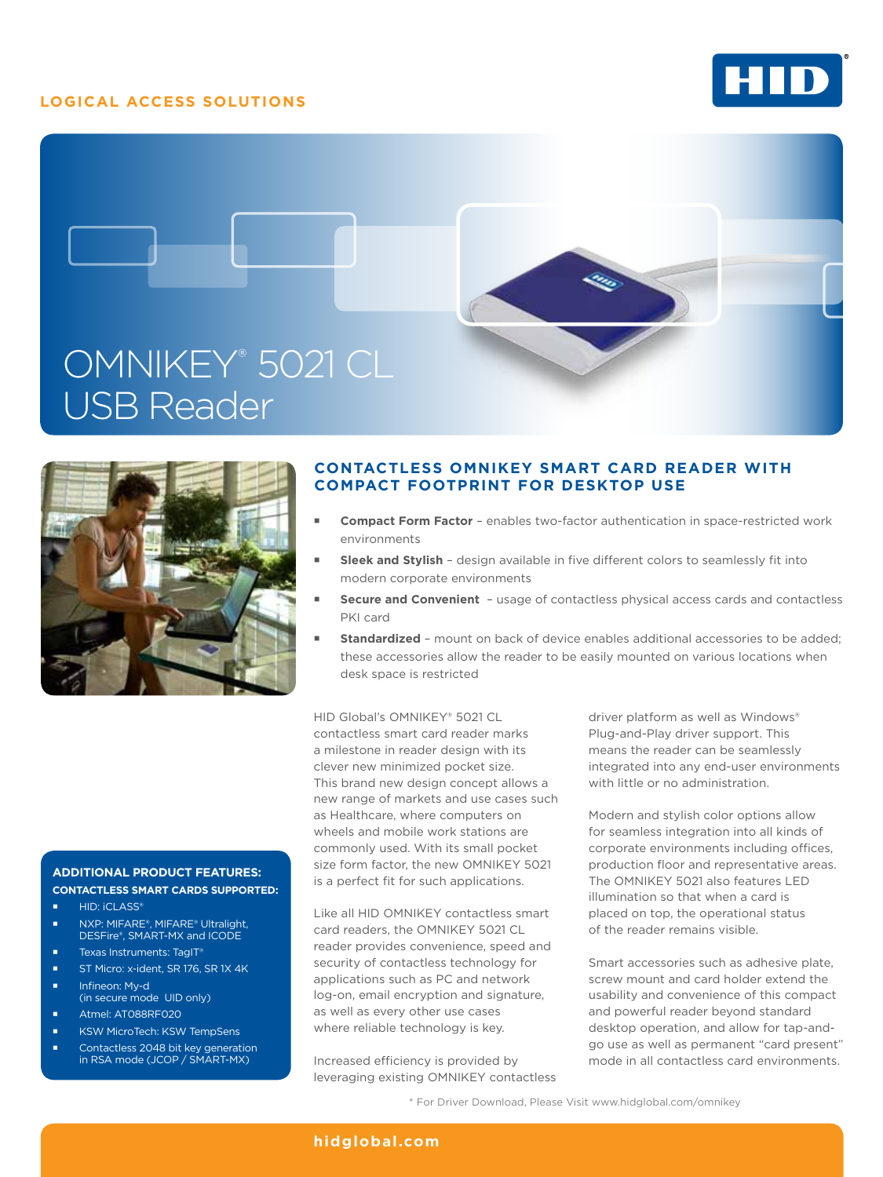LOGICAL ACCESS SOLUTIONS

# OMNIKEY® 5021 CL USB Reader

## CONTACTLESS OMNIKEY SMART CARD READER WITH COMPACT FOOTPRINT FOR DESKTOP USE

- **Compact Form Factor** – enables two-factor authentication in space-restricted work environments
- **Sleek and Stylish** – design available in five different colors to seamlessly fit into modern corporate environments
- **Secure and Convenient** – usage of contactless physical access cards and contactless PKI card
- **Standardized** – mount on back of device enables additional accessories to be added; these accessories allow the reader to be easily mounted on various locations when desk space is restricted

HID Global's OMNIKEY® 5021 CL contactless smart card reader marks a milestone in reader design with its clever new minimized pocket size. This brand new design concept allows a new range of markets and use cases such as Healthcare, where computers on wheels and mobile work stations are commonly used. With its small pocket size form factor, the new OMNIKEY 5021 is a perfect fit for such applications.

Like all HID OMNIKEY contactless smart card readers, the OMNIKEY 5021 CL reader provides convenience, speed and security of contactless technology for applications such as PC and network log-on, email encryption and signature, as well as every other use cases where reliable technology is key.

Increased efficiency is provided by leveraging existing OMNIKEY contactless driver platform as well as Windows® Plug-and-Play driver support. This means the reader can be seamlessly integrated into any end-user environments with little or no administration.

Modern and stylish color options allow for seamless integration into all kinds of corporate environments including offices, production floor and representative areas. The OMNIKEY 5021 also features LED illumination so that when a card is placed on top, the operational status of the reader remains visible.

Smart accessories such as adhesive plate, screw mount and card holder extend the usability and convenience of this compact and powerful reader beyond standard desktop operation, and allow for tap-and-go use as well as permanent "card present" mode in all contactless card environments.

### ADDITIONAL PRODUCT FEATURES:

**CONTACTLESS SMART CARDS SUPPORTED:**

- HID: iCLASS®
- NXP: MIFARE®, MIFARE® Ultralight, DESFire®, SMART-MX and ICODE
- Texas Instruments: TagIT®
- ST Micro: x-ident, SR 176, SR 1X 4K
- Infineon: My-d (in secure mode UID only)
- Atmel: AT088RF020
- KSW MicroTech: KSW TempSens
- Contactless 2048 bit key generation in RSA mode (JCOP / SMART-MX)

\* For Driver Download, Please Visit www.hidglobal.com/omnikey

hidglobal.com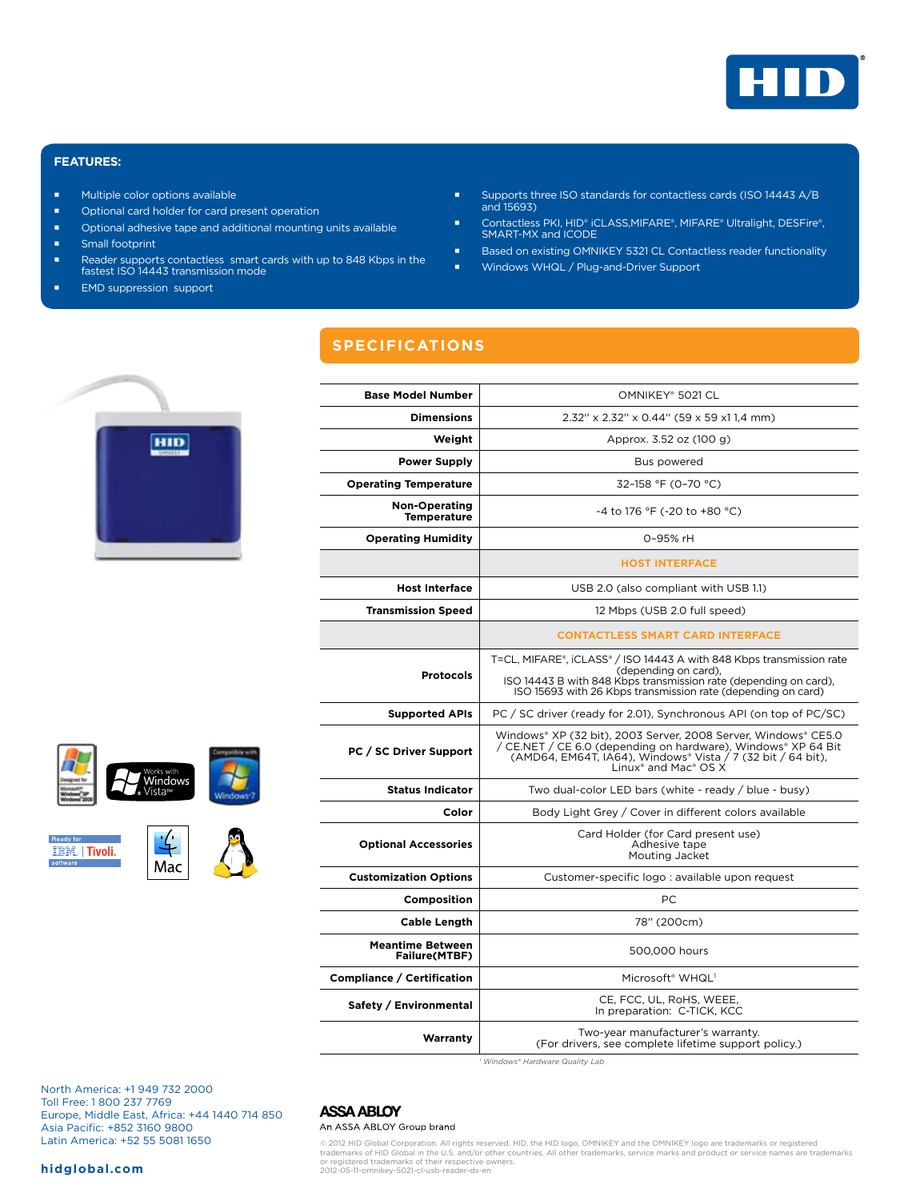## FEATURES:

- Multiple color options available
- Optional card holder for card present operation
- Optional adhesive tape and additional mounting units available
- Small footprint
- Reader supports contactless smart cards with up to 848 Kbps in the fastest ISO 14443 transmission mode
- EMD suppression support
- Supports three ISO standards for contactless cards (ISO 14443 A/B and 15693)
- Contactless PKI, HID® iCLASS,MIFARE®, MIFARE® Ultralight, DESFire®, SMART-MX and ICODE
- Based on existing OMNIKEY 5321 CL Contactless reader functionality
- Windows WHQL / Plug-and-Driver Support

## SPECIFICATIONS

| | |
|---|---|
| **Base Model Number** | OMNIKEY® 5021 CL |
| **Dimensions** | 2.32" x 2.32" x 0.44" (59 x 59 x1 1,4 mm) |
| **Weight** | Approx. 3.52 oz (100 g) |
| **Power Supply** | Bus powered |
| **Operating Temperature** | 32–158 °F (0–70 °C) |
| **Non-Operating Temperature** | -4 to 176 °F (-20 to +80 °C) |
| **Operating Humidity** | 0–95% rH |
| | **HOST INTERFACE** |
| **Host Interface** | USB 2.0 (also compliant with USB 1.1) |
| **Transmission Speed** | 12 Mbps (USB 2.0 full speed) |
| | **CONTACTLESS SMART CARD INTERFACE** |
| **Protocols** | T=CL, MIFARE®, iCLASS® / ISO 14443 A with 848 Kbps transmission rate (depending on card), ISO 14443 B with 848 Kbps transmission rate (depending on card), ISO 15693 with 26 Kbps transmission rate (depending on card) |
| **Supported APIs** | PC / SC driver (ready for 2.01), Synchronous API (on top of PC/SC) |
| **PC / SC Driver Support** | Windows® XP (32 bit), 2003 Server, 2008 Server, Windows® CE5.0 / CE.NET / CE 6.0 (depending on hardware), Windows® XP 64 Bit (AMD64, EM64T, IA64), Windows® Vista / 7 (32 bit / 64 bit), Linux® and Mac® OS X |
| **Status Indicator** | Two dual-color LED bars (white - ready / blue - busy) |
| **Color** | Body Light Grey / Cover in different colors available |
| **Optional Accessories** | Card Holder (for Card present use)<br>Adhesive tape<br>Mouting Jacket |
| **Customization Options** | Customer-specific logo : available upon request |
| **Composition** | PC |
| **Cable Length** | 78" (200cm) |
| **Meantime Between Failure(MTBF)** | 500,000 hours |
| **Compliance / Certification** | Microsoft® WHQL[1] |
| **Safety / Environmental** | CE, FCC, UL, RoHS, WEEE,<br>In preparation: C-TICK, KCC |
| **Warranty** | Two-year manufacturer's warranty.<br>(For drivers, see complete lifetime support policy.) |

[1] *Windows® Hardware Quality Lab*

North America: +1 949 732 2000
Toll Free: 1 800 237 7769
Europe, Middle East, Africa: +44 1440 714 850
Asia Pacific: +852 3160 9800
Latin America: +52 55 5081 1650

**hidglobal.com**

ASSA ABLOY
An ASSA ABLOY Group brand

© 2012 HID Global Corporation. All rights reserved. HID, the HID logo, OMNIKEY and the OMNIKEY logo are trademarks or registered trademarks of HID Global in the U.S. and/or other countries. All other trademarks, service marks and product or service names are trademarks or registered trademarks of their respective owners.
2012-05-11-omnikey-5021-cl-usb-reader-ds-en